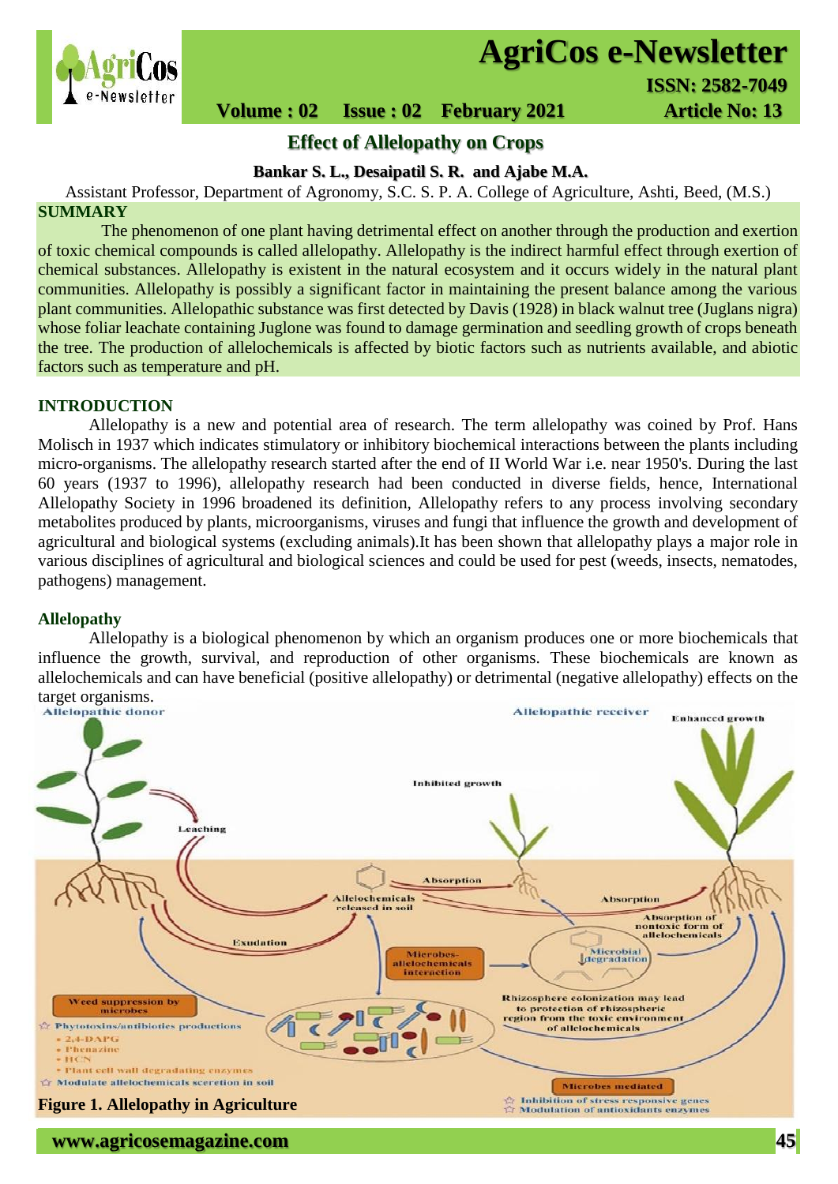# Effect of Allelopathy on Crops

**Bankar S. L., Desaipatil S. R. and Ajabe M.A.**

Assistant Professor, Department of Agronomy, S.C. S. P. A. College of Agriculture, Ashti, Beed, (M.S.)

## SUMMARY

The phenomenon of one plant having detrimental effect on another through the production and exertion of toxic chemical compounds is called allelopathy. Allelopathy is the indirect harmful effect through exertion of chemical substances. Allelopathy is existent in the natural ecosystem and it occurs widely in the natural plant communities. Allelopathy is possibly a significant factor in maintaining the present balance among the various plant communities. Allelopathic substance was first detected by Davis (1928) in black walnut tree (Juglans nigra) whose foliar leachate containing Juglone was found to damage germination and seedling growth of crops beneath the tree. The production of allelochemicals is affected by biotic factors such as nutrients available, and abiotic factors such as temperature and pH.

## INTRODUCTION

Allelopathy is a new and potential area of research. The term allelopathy was coined by Prof. Hans Molisch in 1937 which indicates stimulatory or inhibitory biochemical interactions between the plants including micro-organisms. The allelopathy research started after the end of II World War i.e. near 1950's. During the last 60 years (1937 to 1996), allelopathy research had been conducted in diverse fields, hence, International Allelopathy Society in 1996 broadened its definition, Allelopathy refers to any process involving secondary metabolites produced by plants, microorganisms, viruses and fungi that influence the growth and development of agricultural and biological systems (excluding animals).It has been shown that allelopathy plays a major role in various disciplines of agricultural and biological sciences and could be used for pest (weeds, insects, nematodes, pathogens) management.

### Allelopathy

Allelopathy is a biological phenomenon by which an organism produces one or more biochemicals that influence the growth, survival, and reproduction of other organisms. These biochemicals are known as allelochemicals and can have beneficial (positive allelopathy) or detrimental (negative allelopathy) effects on the target organisms.

**Figure 1. Allelopathy in Agriculture**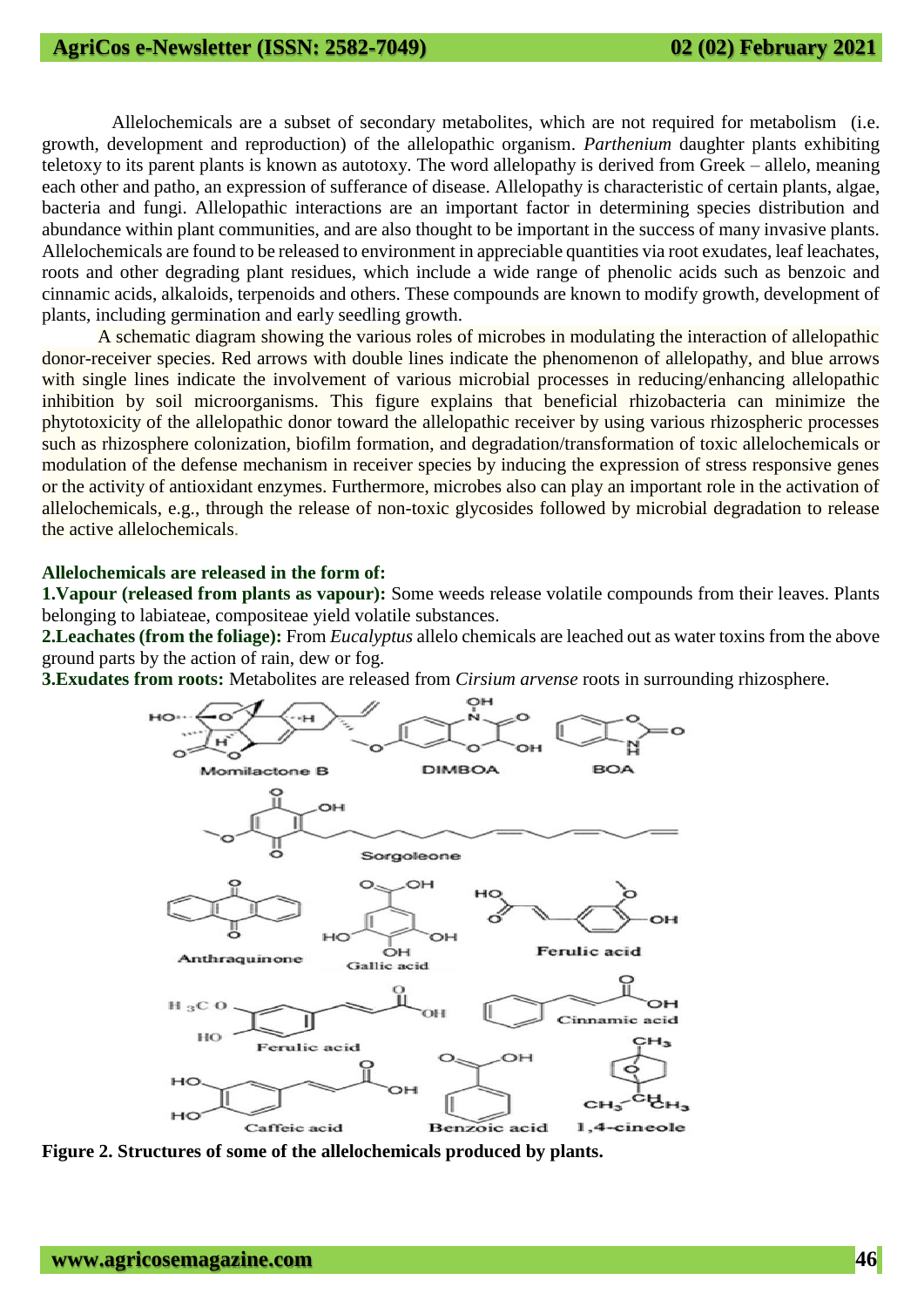Allelochemicals are a subset of secondary metabolites, which are not required for metabolism (i.e. growth, development and reproduction) of the allelopathic organism. *Parthenium* daughter plants exhibiting teletoxy to its parent plants is known as autotoxy. The word allelopathy is derived from Greek – allelo, meaning each other and patho, an expression of sufferance of disease. Allelopathy is characteristic of certain plants, algae, bacteria and fungi. Allelopathic interactions are an important factor in determining species distribution and abundance within plant communities, and are also thought to be important in the success of many invasive plants. Allelochemicals are found to be released to environment in appreciable quantities via root exudates, leaf leachates, roots and other degrading plant residues, which include a wide range of phenolic acids such as benzoic and cinnamic acids, alkaloids, terpenoids and others. These compounds are known to modify growth, development of plants, including germination and early seedling growth.

A schematic diagram showing the various roles of microbes in modulating the interaction of allelopathic donor-receiver species. Red arrows with double lines indicate the phenomenon of allelopathy, and blue arrows with single lines indicate the involvement of various microbial processes in reducing/enhancing allelopathic inhibition by soil microorganisms. This figure explains that beneficial rhizobacteria can minimize the phytotoxicity of the allelopathic donor toward the allelopathic receiver by using various rhizospheric processes such as rhizosphere colonization, biofilm formation, and degradation/transformation of toxic allelochemicals or modulation of the defense mechanism in receiver species by inducing the expression of stress responsive genes or the activity of antioxidant enzymes. Furthermore, microbes also can play an important role in the activation of allelochemicals, e.g., through the release of non-toxic glycosides followed by microbial degradation to release the active allelochemicals.

**Allelochemicals are released in the form of:**

**1.Vapour (released from plants as vapour):** Some weeds release volatile compounds from their leaves. Plants belonging to labiateae, compositeae yield volatile substances.

**2.Leachates (from the foliage):** From *Eucalyptus* allelo chemicals are leached out as water toxins from the above ground parts by the action of rain, dew or fog.

**3.Exudates from roots:** Metabolites are released from *Cirsium arvense* roots in surrounding rhizosphere.

**Figure 2. Structures of some of the allelochemicals produced by plants.**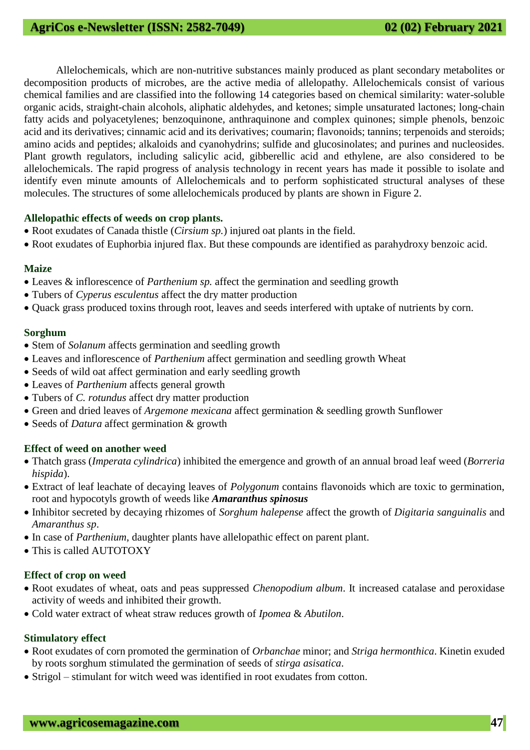Allelochemicals, which are non-nutritive substances mainly produced as plant secondary metabolites or decomposition products of microbes, are the active media of allelopathy. Allelochemicals consist of various chemical families and are classified into the following 14 categories based on chemical similarity: water-soluble organic acids, straight-chain alcohols, aliphatic aldehydes, and ketones; simple unsaturated lactones; long-chain fatty acids and polyacetylenes; benzoquinone, anthraquinone and complex quinones; simple phenols, benzoic acid and its derivatives; cinnamic acid and its derivatives; coumarin; flavonoids; tannins; terpenoids and steroids; amino acids and peptides; alkaloids and cyanohydrins; sulfide and glucosinolates; and purines and nucleosides. Plant growth regulators, including salicylic acid, gibberellic acid and ethylene, are also considered to be allelochemicals. The rapid progress of analysis technology in recent years has made it possible to isolate and identify even minute amounts of Allelochemicals and to perform sophisticated structural analyses of these molecules. The structures of some allelochemicals produced by plants are shown in Figure 2.

**Allelopathic effects of weeds on crop plants.**

- Root exudates of Canada thistle (*Cirsium sp.*) injured oat plants in the field.
- Root exudates of Euphorbia injured flax. But these compounds are identified as parahydroxy benzoic acid.

**Maize**

- Leaves & inflorescence of *Parthenium sp.* affect the germination and seedling growth
- Tubers of *Cyperus esculentus* affect the dry matter production
- Quack grass produced toxins through root, leaves and seeds interfered with uptake of nutrients by corn.

**Sorghum**

- Stem of *Solanum* affects germination and seedling growth
- Leaves and inflorescence of *Parthenium* affect germination and seedling growth Wheat
- Seeds of wild oat affect germination and early seedling growth
- Leaves of *Parthenium* affects general growth
- Tubers of *C. rotundus* affect dry matter production
- Green and dried leaves of *Argemone mexicana* affect germination & seedling growth Sunflower
- Seeds of *Datura* affect germination & growth

**Effect of weed on another weed**

- Thatch grass (*Imperata cylindrica*) inhibited the emergence and growth of an annual broad leaf weed (*Borreria hispida*).
- Extract of leaf leachate of decaying leaves of *Polygonum* contains flavonoids which are toxic to germination, root and hypocotyls growth of weeds like ***Amaranthus spinosus***
- Inhibitor secreted by decaying rhizomes of *Sorghum halepense* affect the growth of *Digitaria sanguinalis* and *Amaranthus sp*.
- In case of *Parthenium*, daughter plants have allelopathic effect on parent plant.
- This is called AUTOTOXY

**Effect of crop on weed**

- Root exudates of wheat, oats and peas suppressed *Chenopodium album*. It increased catalase and peroxidase activity of weeds and inhibited their growth.
- Cold water extract of wheat straw reduces growth of *Ipomea* & *Abutilon*.

**Stimulatory effect**

- Root exudates of corn promoted the germination of *Orbanchae* minor; and *Striga hermonthica*. Kinetin exuded by roots sorghum stimulated the germination of seeds of *stirga asisatica*.
- Strigol – stimulant for witch weed was identified in root exudates from cotton.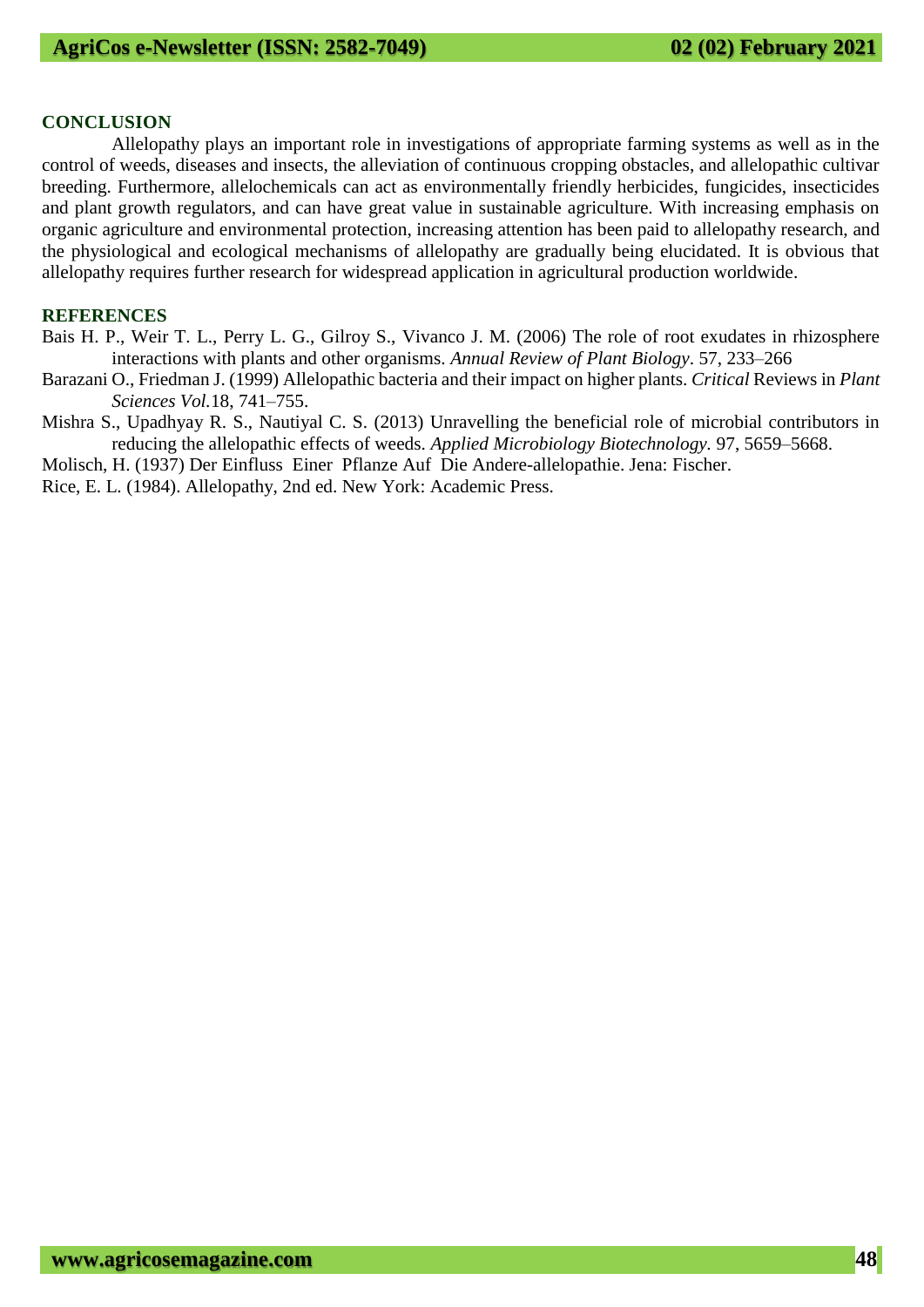## CONCLUSION

Allelopathy plays an important role in investigations of appropriate farming systems as well as in the control of weeds, diseases and insects, the alleviation of continuous cropping obstacles, and allelopathic cultivar breeding. Furthermore, allelochemicals can act as environmentally friendly herbicides, fungicides, insecticides and plant growth regulators, and can have great value in sustainable agriculture. With increasing emphasis on organic agriculture and environmental protection, increasing attention has been paid to allelopathy research, and the physiological and ecological mechanisms of allelopathy are gradually being elucidated. It is obvious that allelopathy requires further research for widespread application in agricultural production worldwide.

## REFERENCES

Bais H. P., Weir T. L., Perry L. G., Gilroy S., Vivanco J. M. (2006) The role of root exudates in rhizosphere interactions with plants and other organisms. *Annual Review of Plant Biology*. 57, 233–266

Barazani O., Friedman J. (1999) Allelopathic bacteria and their impact on higher plants. *Critical* Reviews in *Plant Sciences Vol.*18, 741–755.

Mishra S., Upadhyay R. S., Nautiyal C. S. (2013) Unravelling the beneficial role of microbial contributors in reducing the allelopathic effects of weeds. *Applied Microbiology Biotechnology.* 97, 5659–5668.

Molisch, H. (1937) Der Einfluss Einer Pflanze Auf Die Andere-allelopathie. Jena: Fischer.

Rice, E. L. (1984). Allelopathy, 2nd ed. New York: Academic Press.